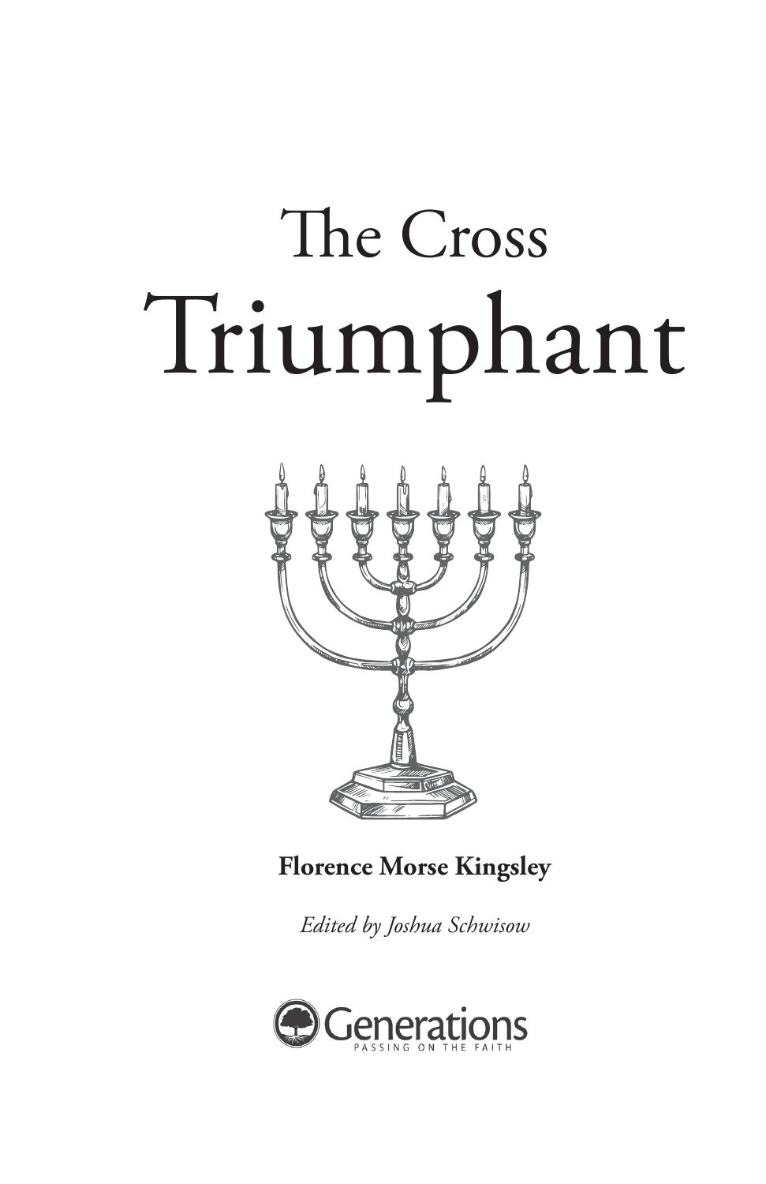# The Cross Triumphant

**Florence Morse Kingsley**

*Edited by Joshua Schwisow*

Generations
PASSING ON THE FAITH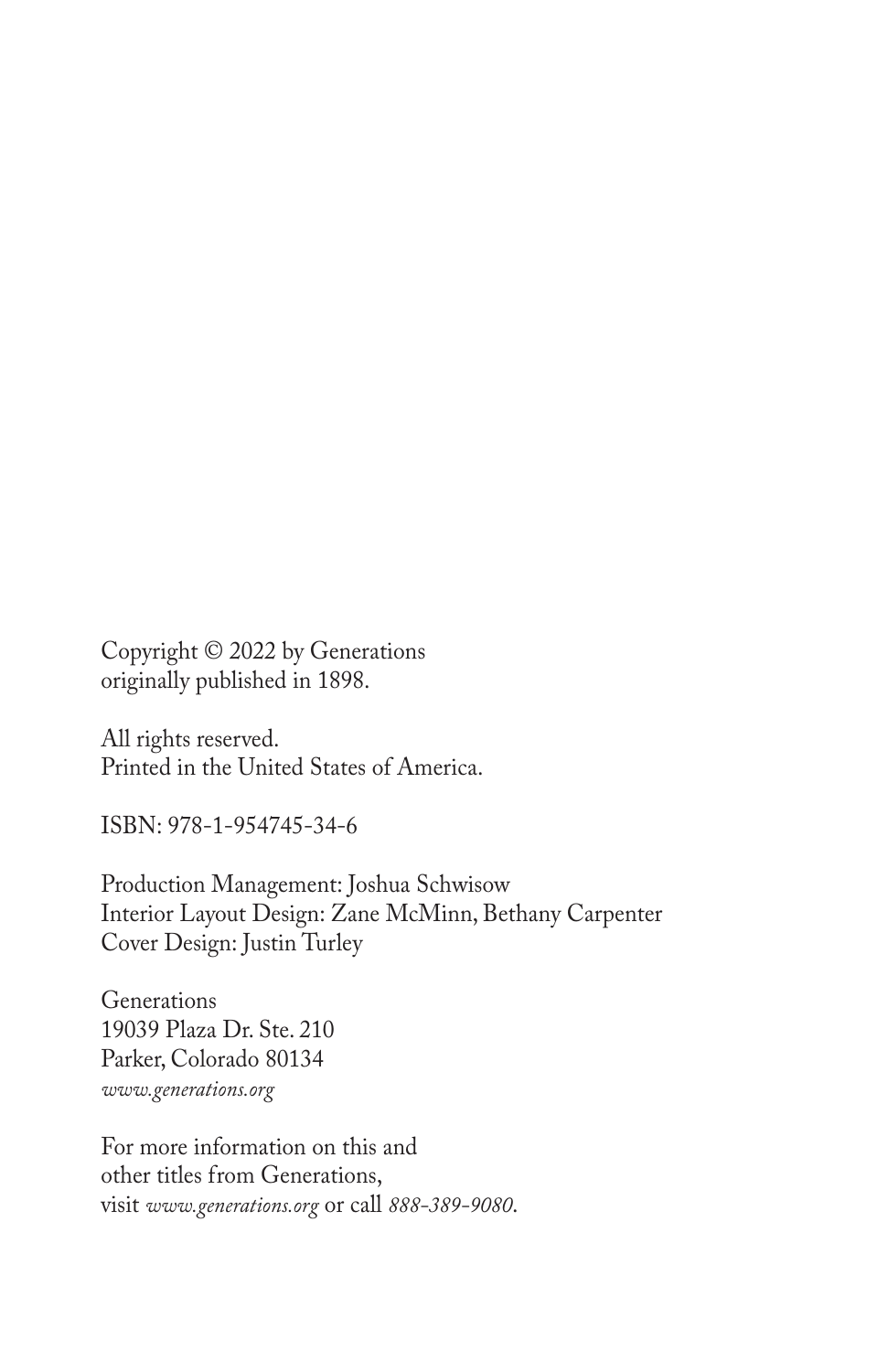Copyright © 2022 by Generations
originally published in 1898.

All rights reserved.
Printed in the United States of America.

ISBN: 978-1-954745-34-6

Production Management: Joshua Schwisow
Interior Layout Design: Zane McMinn, Bethany Carpenter
Cover Design: Justin Turley

Generations
19039 Plaza Dr. Ste. 210
Parker, Colorado 80134
*www.generations.org*

For more information on this and
other titles from Generations,
visit *www.generations.org* or call *888-389-9080*.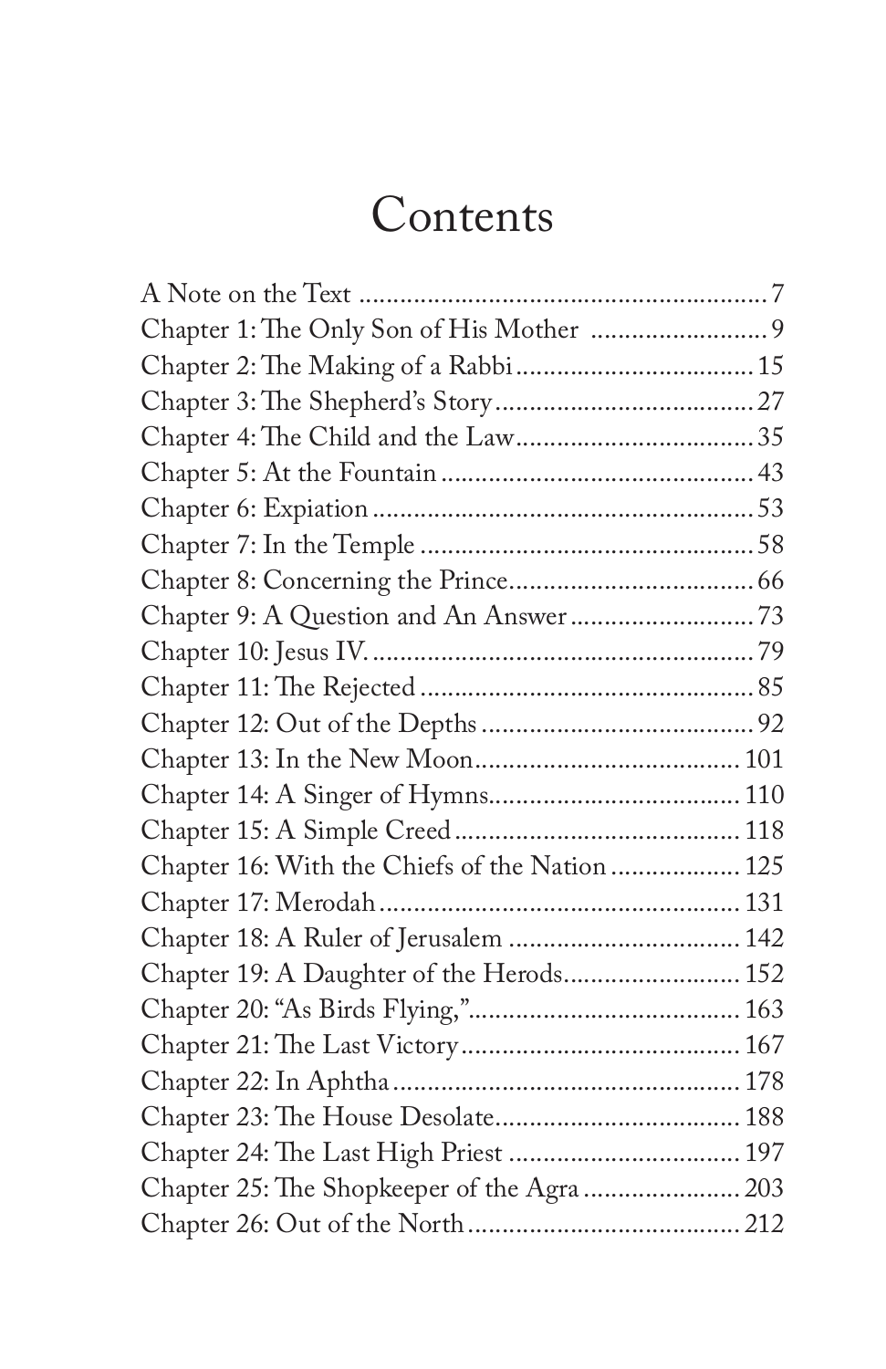# Contents

A Note on the Text ..... 7
Chapter 1: The Only Son of His Mother ..... 9
Chapter 2: The Making of a Rabbi ..... 15
Chapter 3: The Shepherd's Story ..... 27
Chapter 4: The Child and the Law ..... 35
Chapter 5: At the Fountain ..... 43
Chapter 6: Expiation ..... 53
Chapter 7: In the Temple ..... 58
Chapter 8: Concerning the Prince ..... 66
Chapter 9: A Question and An Answer ..... 73
Chapter 10: Jesus IV. ..... 79
Chapter 11: The Rejected ..... 85
Chapter 12: Out of the Depths ..... 92
Chapter 13: In the New Moon ..... 101
Chapter 14: A Singer of Hymns ..... 110
Chapter 15: A Simple Creed ..... 118
Chapter 16: With the Chiefs of the Nation ..... 125
Chapter 17: Merodah ..... 131
Chapter 18: A Ruler of Jerusalem ..... 142
Chapter 19: A Daughter of the Herods ..... 152
Chapter 20: "As Birds Flying," ..... 163
Chapter 21: The Last Victory ..... 167
Chapter 22: In Aphtha ..... 178
Chapter 23: The House Desolate ..... 188
Chapter 24: The Last High Priest ..... 197
Chapter 25: The Shopkeeper of the Agra ..... 203
Chapter 26: Out of the North ..... 212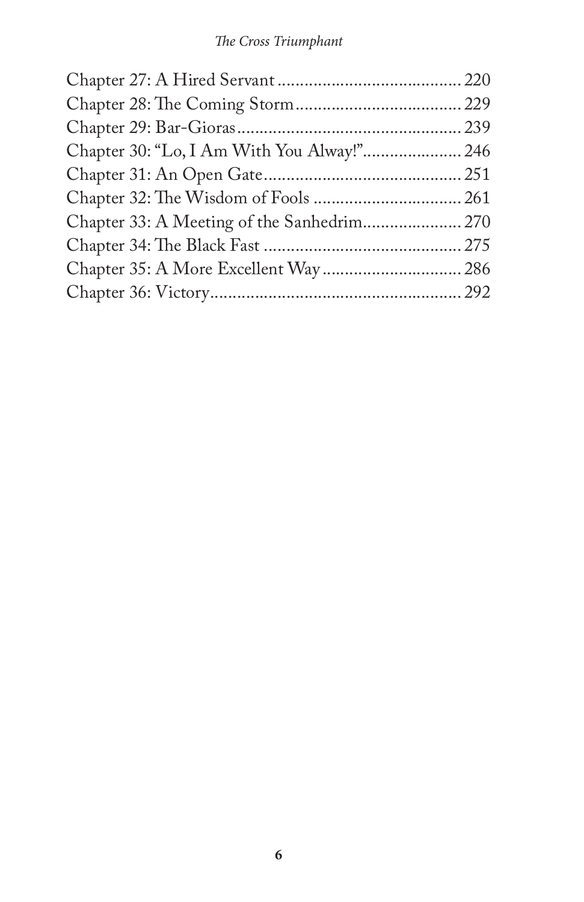Chapter 27: A Hired Servant ........................................ 220
Chapter 28: The Coming Storm ..................................... 229
Chapter 29: Bar-Gioras .................................................. 239
Chapter 30: "Lo, I Am With You Alway!" ...................... 246
Chapter 31: An Open Gate ............................................ 251
Chapter 32: The Wisdom of Fools ................................. 261
Chapter 33: A Meeting of the Sanhedrim ...................... 270
Chapter 34: The Black Fast ........................................... 275
Chapter 35: A More Excellent Way ............................... 286
Chapter 36: Victory ........................................................ 292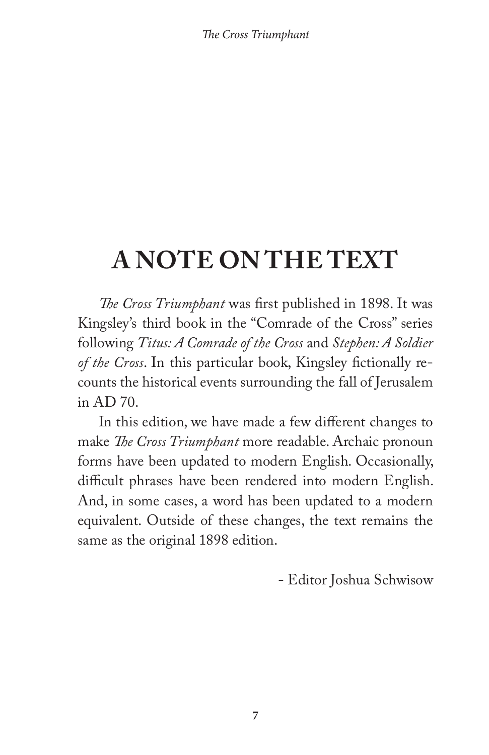# A NOTE ON THE TEXT

*The Cross Triumphant* was first published in 1898. It was Kingsley's third book in the "Comrade of the Cross" series following *Titus: A Comrade of the Cross* and *Stephen: A Soldier of the Cross*. In this particular book, Kingsley fictionally recounts the historical events surrounding the fall of Jerusalem in AD 70.

In this edition, we have made a few different changes to make *The Cross Triumphant* more readable. Archaic pronoun forms have been updated to modern English. Occasionally, difficult phrases have been rendered into modern English. And, in some cases, a word has been updated to a modern equivalent. Outside of these changes, the text remains the same as the original 1898 edition.

- Editor Joshua Schwisow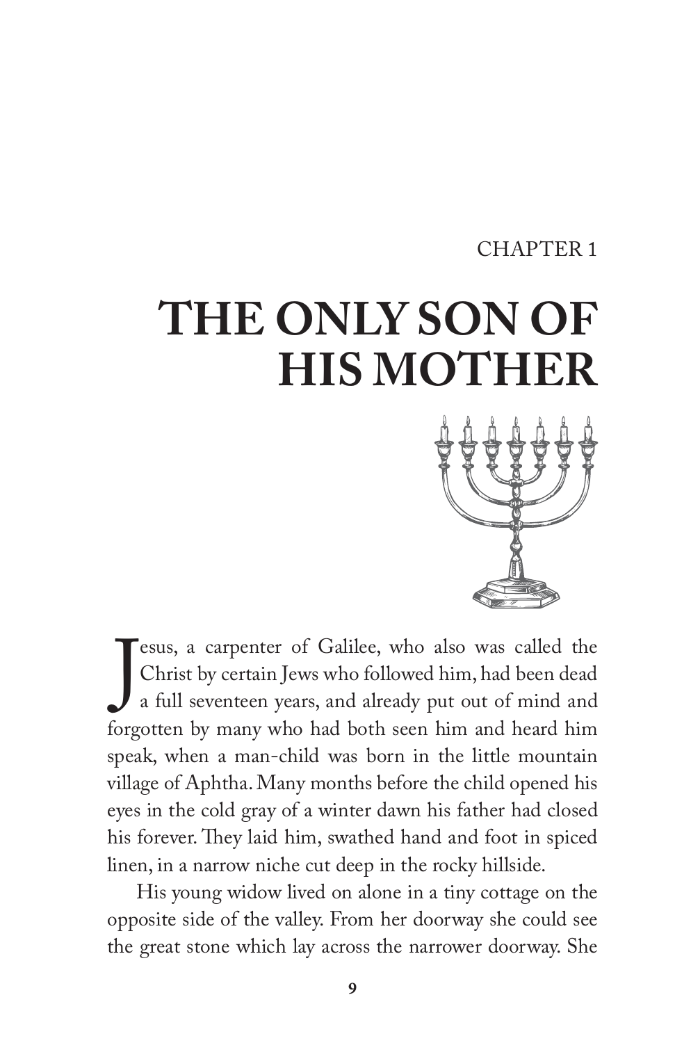CHAPTER 1

# THE ONLY SON OF HIS MOTHER

Jesus, a carpenter of Galilee, who also was called the Christ by certain Jews who followed him, had been dead a full seventeen years, and already put out of mind and forgotten by many who had both seen him and heard him speak, when a man-child was born in the little mountain village of Aphtha. Many months before the child opened his eyes in the cold gray of a winter dawn his father had closed his forever. They laid him, swathed hand and foot in spiced linen, in a narrow niche cut deep in the rocky hillside.

His young widow lived on alone in a tiny cottage on the opposite side of the valley. From her doorway she could see the great stone which lay across the narrower doorway. She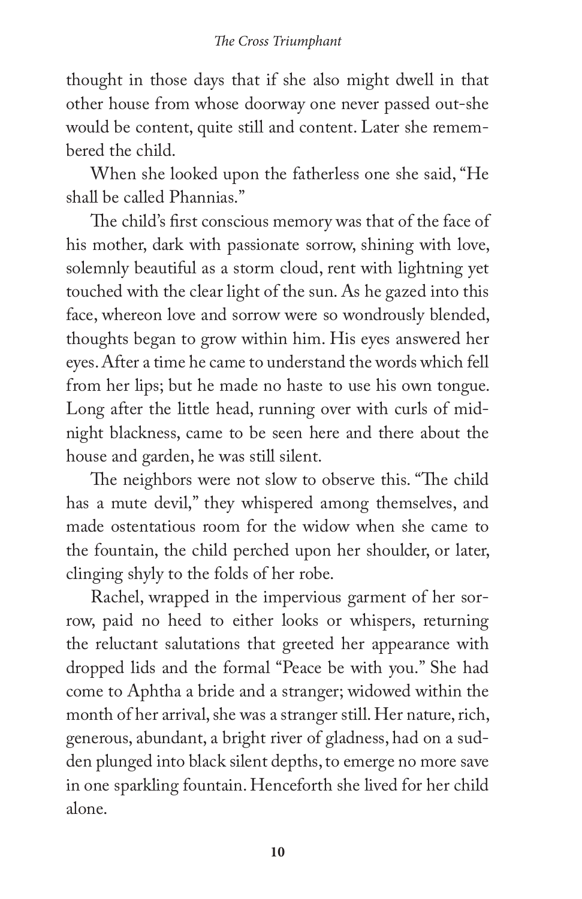thought in those days that if she also might dwell in that other house from whose doorway one never passed out-she would be content, quite still and content. Later she remembered the child.

When she looked upon the fatherless one she said, "He shall be called Phannias."

The child's first conscious memory was that of the face of his mother, dark with passionate sorrow, shining with love, solemnly beautiful as a storm cloud, rent with lightning yet touched with the clear light of the sun. As he gazed into this face, whereon love and sorrow were so wondrously blended, thoughts began to grow within him. His eyes answered her eyes. After a time he came to understand the words which fell from her lips; but he made no haste to use his own tongue. Long after the little head, running over with curls of midnight blackness, came to be seen here and there about the house and garden, he was still silent.

The neighbors were not slow to observe this. "The child has a mute devil," they whispered among themselves, and made ostentatious room for the widow when she came to the fountain, the child perched upon her shoulder, or later, clinging shyly to the folds of her robe.

Rachel, wrapped in the impervious garment of her sorrow, paid no heed to either looks or whispers, returning the reluctant salutations that greeted her appearance with dropped lids and the formal "Peace be with you." She had come to Aphtha a bride and a stranger; widowed within the month of her arrival, she was a stranger still. Her nature, rich, generous, abundant, a bright river of gladness, had on a sudden plunged into black silent depths, to emerge no more save in one sparkling fountain. Henceforth she lived for her child alone.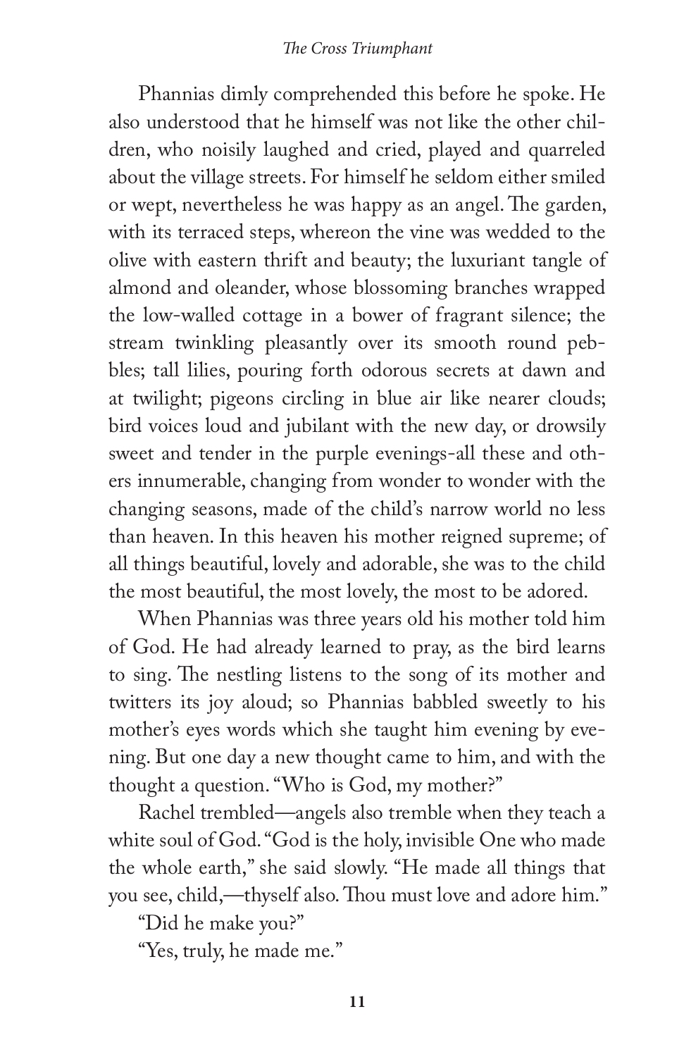Phannias dimly comprehended this before he spoke. He also understood that he himself was not like the other children, who noisily laughed and cried, played and quarreled about the village streets. For himself he seldom either smiled or wept, nevertheless he was happy as an angel. The garden, with its terraced steps, whereon the vine was wedded to the olive with eastern thrift and beauty; the luxuriant tangle of almond and oleander, whose blossoming branches wrapped the low-walled cottage in a bower of fragrant silence; the stream twinkling pleasantly over its smooth round pebbles; tall lilies, pouring forth odorous secrets at dawn and at twilight; pigeons circling in blue air like nearer clouds; bird voices loud and jubilant with the new day, or drowsily sweet and tender in the purple evenings-all these and others innumerable, changing from wonder to wonder with the changing seasons, made of the child's narrow world no less than heaven. In this heaven his mother reigned supreme; of all things beautiful, lovely and adorable, she was to the child the most beautiful, the most lovely, the most to be adored.

When Phannias was three years old his mother told him of God. He had already learned to pray, as the bird learns to sing. The nestling listens to the song of its mother and twitters its joy aloud; so Phannias babbled sweetly to his mother's eyes words which she taught him evening by evening. But one day a new thought came to him, and with the thought a question. "Who is God, my mother?"

Rachel trembled—angels also tremble when they teach a white soul of God. "God is the holy, invisible One who made the whole earth," she said slowly. "He made all things that you see, child,—thyself also. Thou must love and adore him."

"Did he make you?"

"Yes, truly, he made me."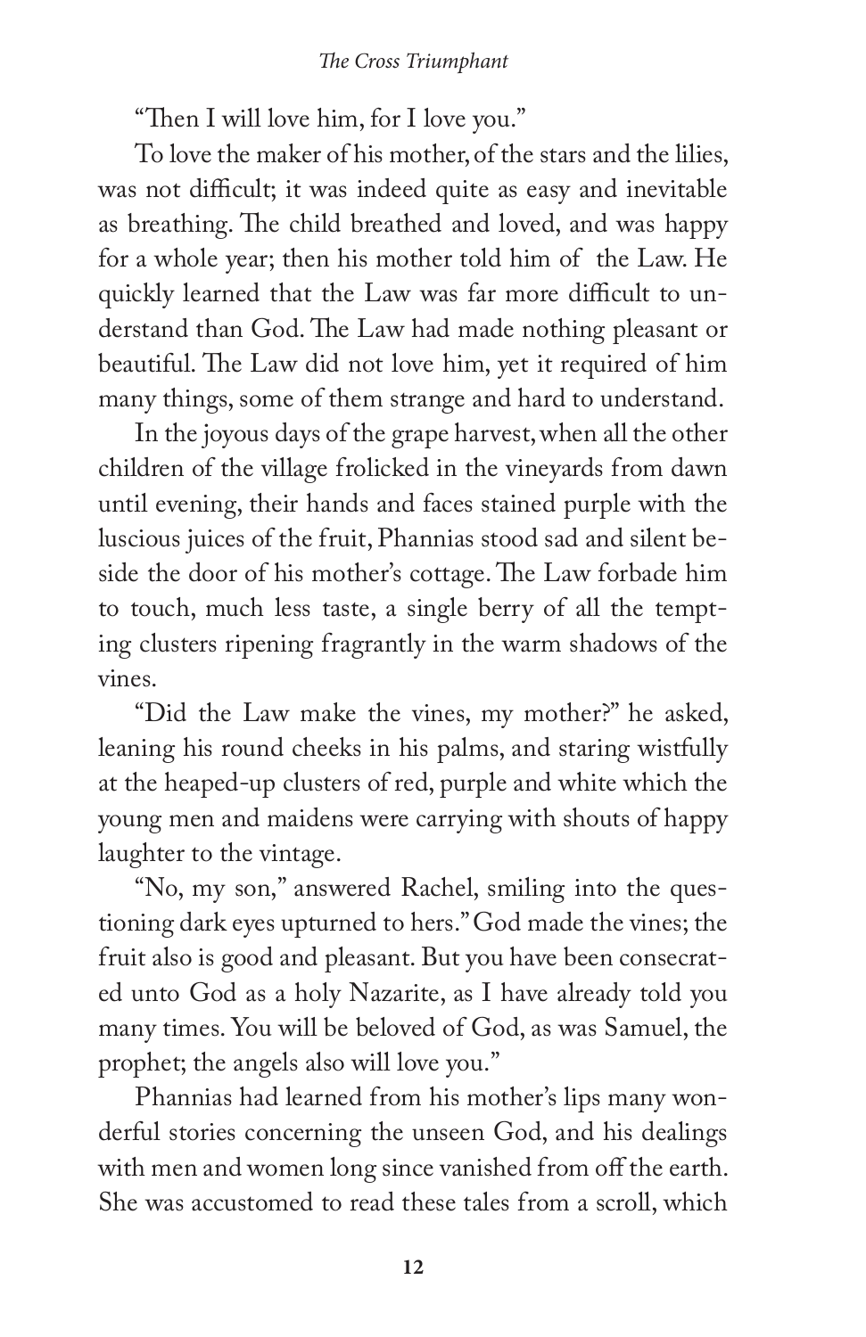"Then I will love him, for I love you."

To love the maker of his mother, of the stars and the lilies, was not difficult; it was indeed quite as easy and inevitable as breathing. The child breathed and loved, and was happy for a whole year; then his mother told him of the Law. He quickly learned that the Law was far more difficult to understand than God. The Law had made nothing pleasant or beautiful. The Law did not love him, yet it required of him many things, some of them strange and hard to understand.

In the joyous days of the grape harvest, when all the other children of the village frolicked in the vineyards from dawn until evening, their hands and faces stained purple with the luscious juices of the fruit, Phannias stood sad and silent beside the door of his mother's cottage. The Law forbade him to touch, much less taste, a single berry of all the tempting clusters ripening fragrantly in the warm shadows of the vines.

"Did the Law make the vines, my mother?" he asked, leaning his round cheeks in his palms, and staring wistfully at the heaped-up clusters of red, purple and white which the young men and maidens were carrying with shouts of happy laughter to the vintage.

"No, my son," answered Rachel, smiling into the questioning dark eyes upturned to hers." God made the vines; the fruit also is good and pleasant. But you have been consecrated unto God as a holy Nazarite, as I have already told you many times. You will be beloved of God, as was Samuel, the prophet; the angels also will love you."

Phannias had learned from his mother's lips many wonderful stories concerning the unseen God, and his dealings with men and women long since vanished from off the earth. She was accustomed to read these tales from a scroll, which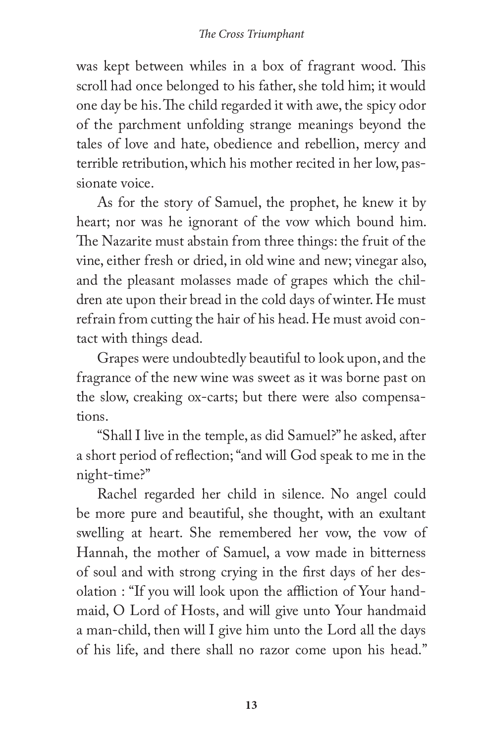was kept between whiles in a box of fragrant wood. This scroll had once belonged to his father, she told him; it would one day be his. The child regarded it with awe, the spicy odor of the parchment unfolding strange meanings beyond the tales of love and hate, obedience and rebellion, mercy and terrible retribution, which his mother recited in her low, passionate voice.

As for the story of Samuel, the prophet, he knew it by heart; nor was he ignorant of the vow which bound him. The Nazarite must abstain from three things: the fruit of the vine, either fresh or dried, in old wine and new; vinegar also, and the pleasant molasses made of grapes which the children ate upon their bread in the cold days of winter. He must refrain from cutting the hair of his head. He must avoid contact with things dead.

Grapes were undoubtedly beautiful to look upon, and the fragrance of the new wine was sweet as it was borne past on the slow, creaking ox-carts; but there were also compensations.

"Shall I live in the temple, as did Samuel?" he asked, after a short period of reflection; "and will God speak to me in the night-time?"

Rachel regarded her child in silence. No angel could be more pure and beautiful, she thought, with an exultant swelling at heart. She remembered her vow, the vow of Hannah, the mother of Samuel, a vow made in bitterness of soul and with strong crying in the first days of her desolation : "If you will look upon the affliction of Your handmaid, O Lord of Hosts, and will give unto Your handmaid a man-child, then will I give him unto the Lord all the days of his life, and there shall no razor come upon his head."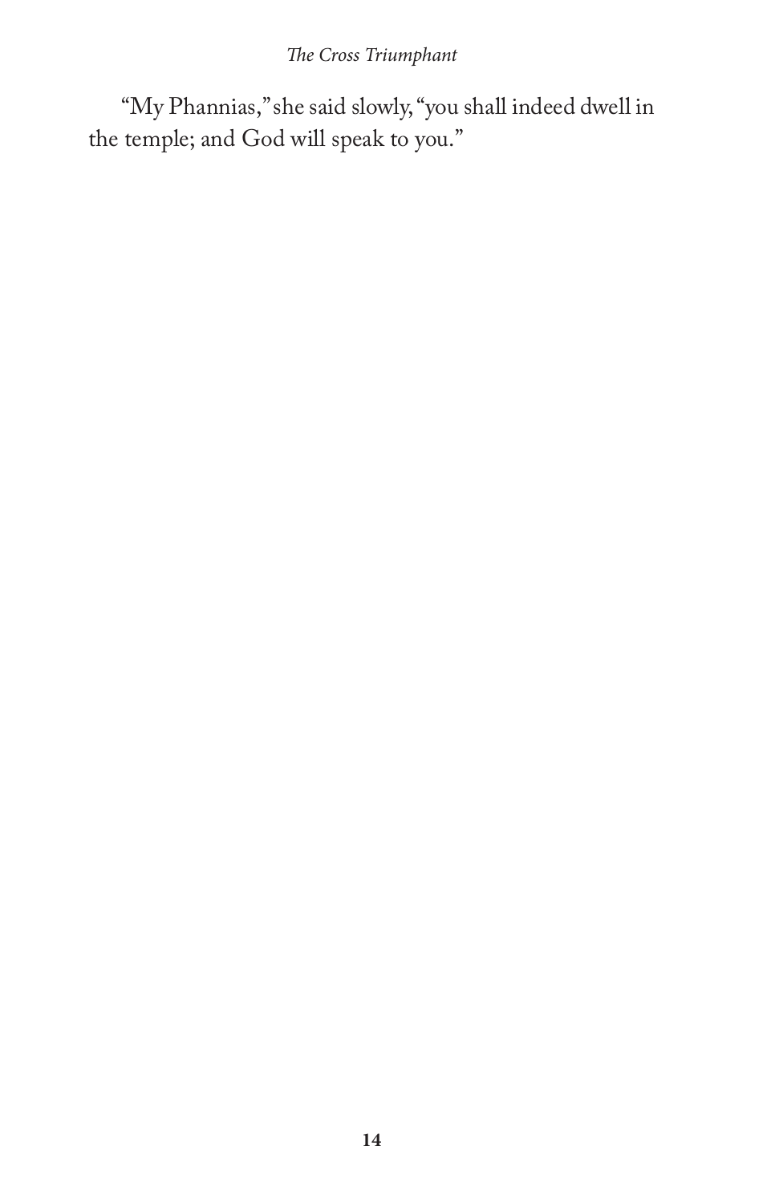"My Phannias," she said slowly, "you shall indeed dwell in the temple; and God will speak to you."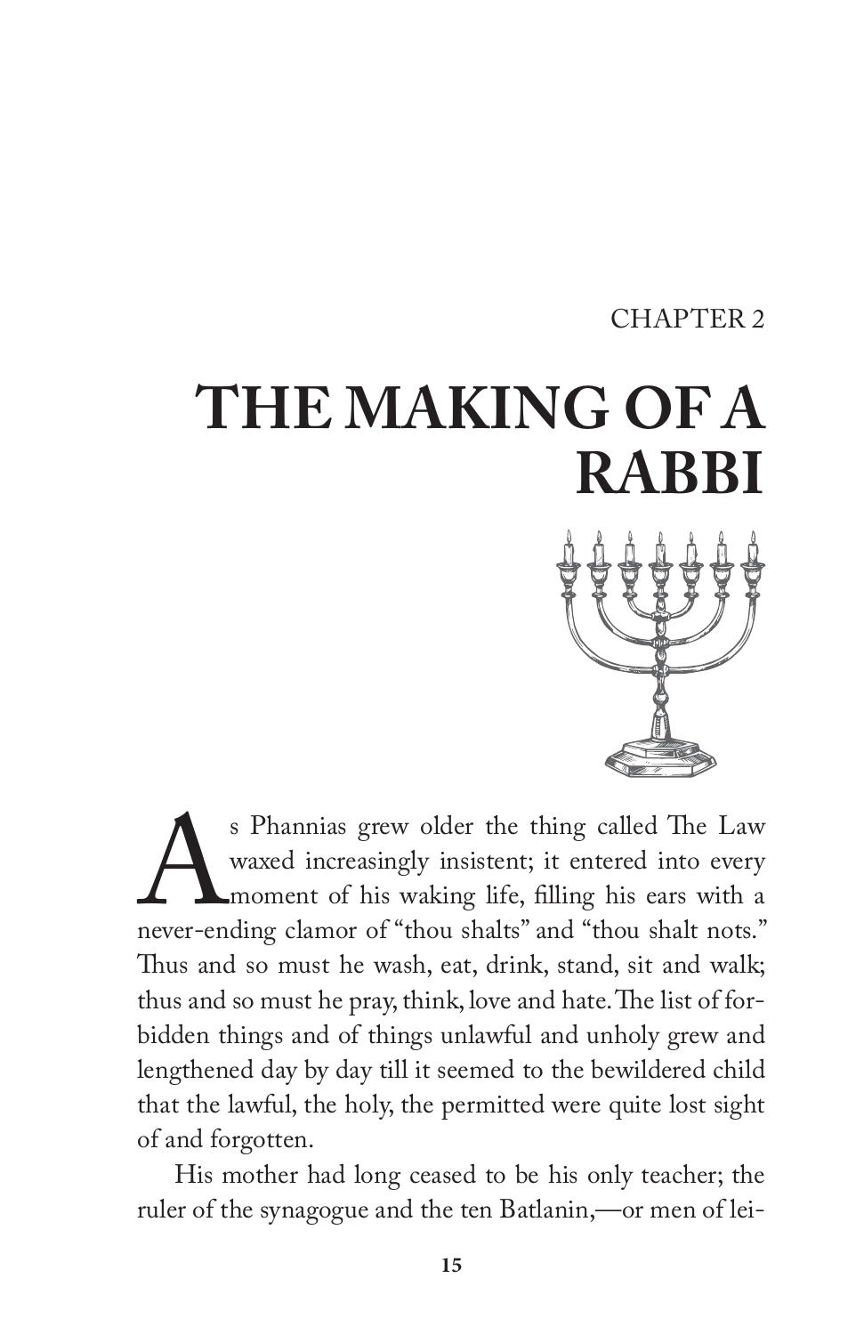CHAPTER 2

# THE MAKING OF A RABBI

As Phannias grew older the thing called The Law waxed increasingly insistent; it entered into every moment of his waking life, filling his ears with a never-ending clamor of "thou shalts" and "thou shalt nots." Thus and so must he wash, eat, drink, stand, sit and walk; thus and so must he pray, think, love and hate. The list of forbidden things and of things unlawful and unholy grew and lengthened day by day till it seemed to the bewildered child that the lawful, the holy, the permitted were quite lost sight of and forgotten.

His mother had long ceased to be his only teacher; the ruler of the synagogue and the ten Batlanin,—or men of lei-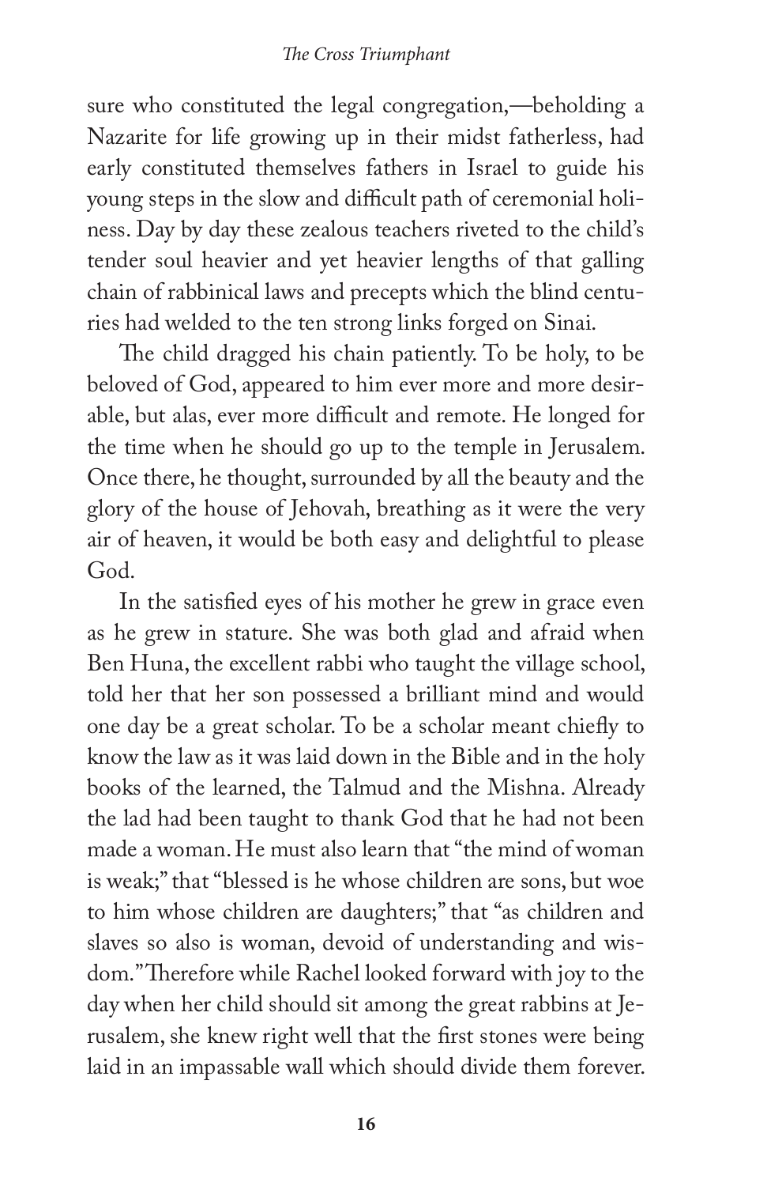sure who constituted the legal congregation,—beholding a Nazarite for life growing up in their midst fatherless, had early constituted themselves fathers in Israel to guide his young steps in the slow and difficult path of ceremonial holiness. Day by day these zealous teachers riveted to the child's tender soul heavier and yet heavier lengths of that galling chain of rabbinical laws and precepts which the blind centuries had welded to the ten strong links forged on Sinai.

The child dragged his chain patiently. To be holy, to be beloved of God, appeared to him ever more and more desirable, but alas, ever more difficult and remote. He longed for the time when he should go up to the temple in Jerusalem. Once there, he thought, surrounded by all the beauty and the glory of the house of Jehovah, breathing as it were the very air of heaven, it would be both easy and delightful to please God.

In the satisfied eyes of his mother he grew in grace even as he grew in stature. She was both glad and afraid when Ben Huna, the excellent rabbi who taught the village school, told her that her son possessed a brilliant mind and would one day be a great scholar. To be a scholar meant chiefly to know the law as it was laid down in the Bible and in the holy books of the learned, the Talmud and the Mishna. Already the lad had been taught to thank God that he had not been made a woman. He must also learn that "the mind of woman is weak;" that "blessed is he whose children are sons, but woe to him whose children are daughters;" that "as children and slaves so also is woman, devoid of understanding and wisdom." Therefore while Rachel looked forward with joy to the day when her child should sit among the great rabbins at Jerusalem, she knew right well that the first stones were being laid in an impassable wall which should divide them forever.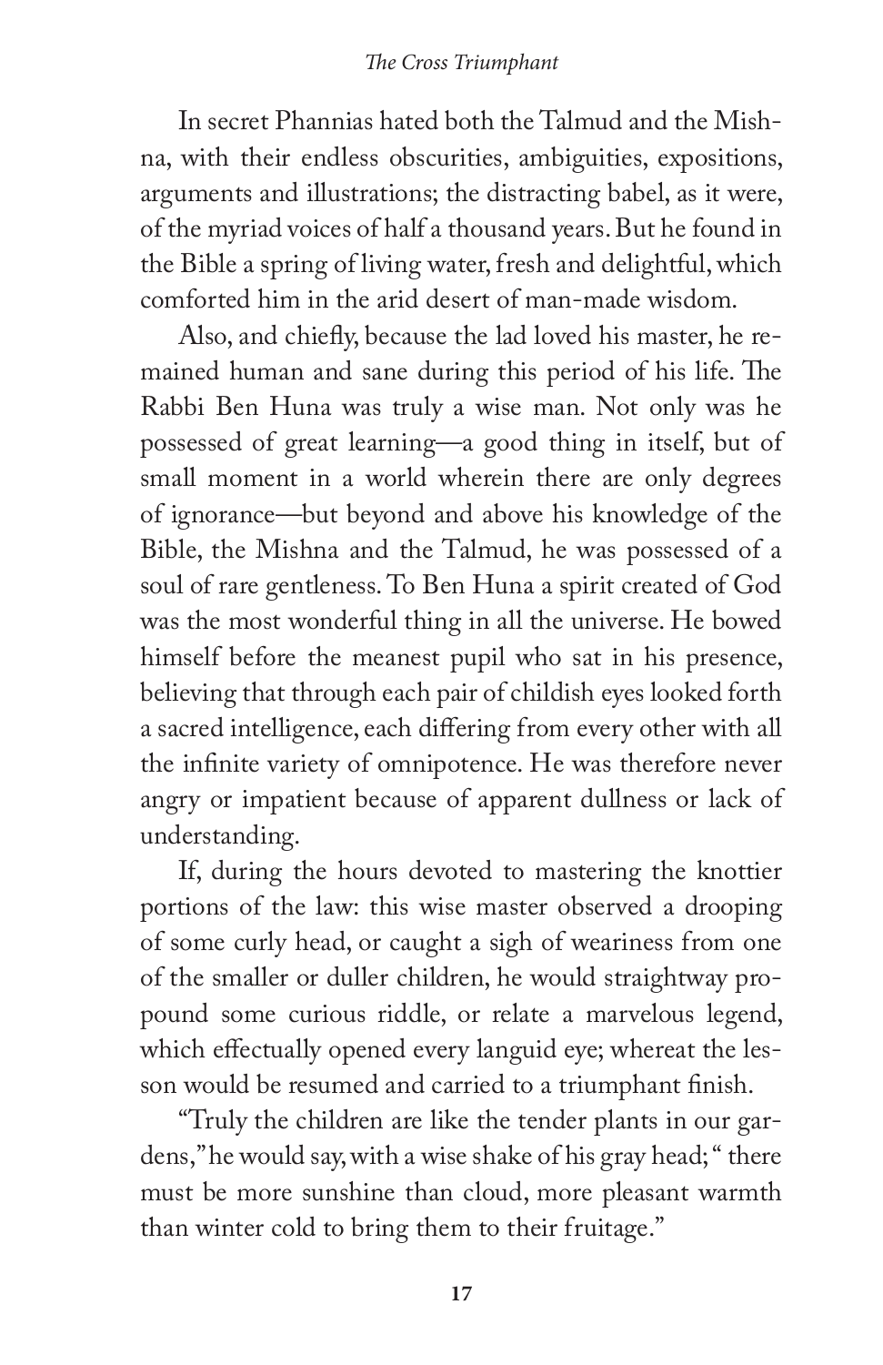In secret Phannias hated both the Talmud and the Mishna, with their endless obscurities, ambiguities, expositions, arguments and illustrations; the distracting babel, as it were, of the myriad voices of half a thousand years. But he found in the Bible a spring of living water, fresh and delightful, which comforted him in the arid desert of man-made wisdom.

Also, and chiefly, because the lad loved his master, he remained human and sane during this period of his life. The Rabbi Ben Huna was truly a wise man. Not only was he possessed of great learning—a good thing in itself, but of small moment in a world wherein there are only degrees of ignorance—but beyond and above his knowledge of the Bible, the Mishna and the Talmud, he was possessed of a soul of rare gentleness. To Ben Huna a spirit created of God was the most wonderful thing in all the universe. He bowed himself before the meanest pupil who sat in his presence, believing that through each pair of childish eyes looked forth a sacred intelligence, each differing from every other with all the infinite variety of omnipotence. He was therefore never angry or impatient because of apparent dullness or lack of understanding.

If, during the hours devoted to mastering the knottier portions of the law: this wise master observed a drooping of some curly head, or caught a sigh of weariness from one of the smaller or duller children, he would straightway propound some curious riddle, or relate a marvelous legend, which effectually opened every languid eye; whereat the lesson would be resumed and carried to a triumphant finish.

"Truly the children are like the tender plants in our gardens," he would say, with a wise shake of his gray head; " there must be more sunshine than cloud, more pleasant warmth than winter cold to bring them to their fruitage."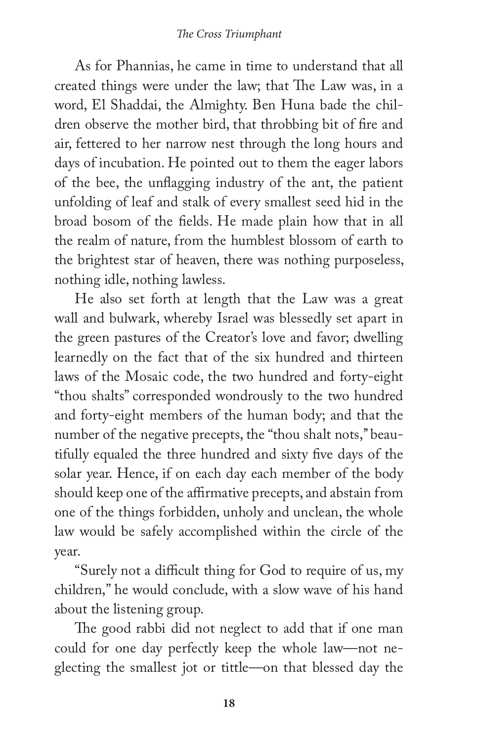As for Phannias, he came in time to understand that all created things were under the law; that The Law was, in a word, El Shaddai, the Almighty. Ben Huna bade the children observe the mother bird, that throbbing bit of fire and air, fettered to her narrow nest through the long hours and days of incubation. He pointed out to them the eager labors of the bee, the unflagging industry of the ant, the patient unfolding of leaf and stalk of every smallest seed hid in the broad bosom of the fields. He made plain how that in all the realm of nature, from the humblest blossom of earth to the brightest star of heaven, there was nothing purposeless, nothing idle, nothing lawless.

He also set forth at length that the Law was a great wall and bulwark, whereby Israel was blessedly set apart in the green pastures of the Creator's love and favor; dwelling learnedly on the fact that of the six hundred and thirteen laws of the Mosaic code, the two hundred and forty-eight "thou shalts" corresponded wondrously to the two hundred and forty-eight members of the human body; and that the number of the negative precepts, the "thou shalt nots," beautifully equaled the three hundred and sixty five days of the solar year. Hence, if on each day each member of the body should keep one of the affirmative precepts, and abstain from one of the things forbidden, unholy and unclean, the whole law would be safely accomplished within the circle of the year.

"Surely not a difficult thing for God to require of us, my children," he would conclude, with a slow wave of his hand about the listening group.

The good rabbi did not neglect to add that if one man could for one day perfectly keep the whole law—not neglecting the smallest jot or tittle—on that blessed day the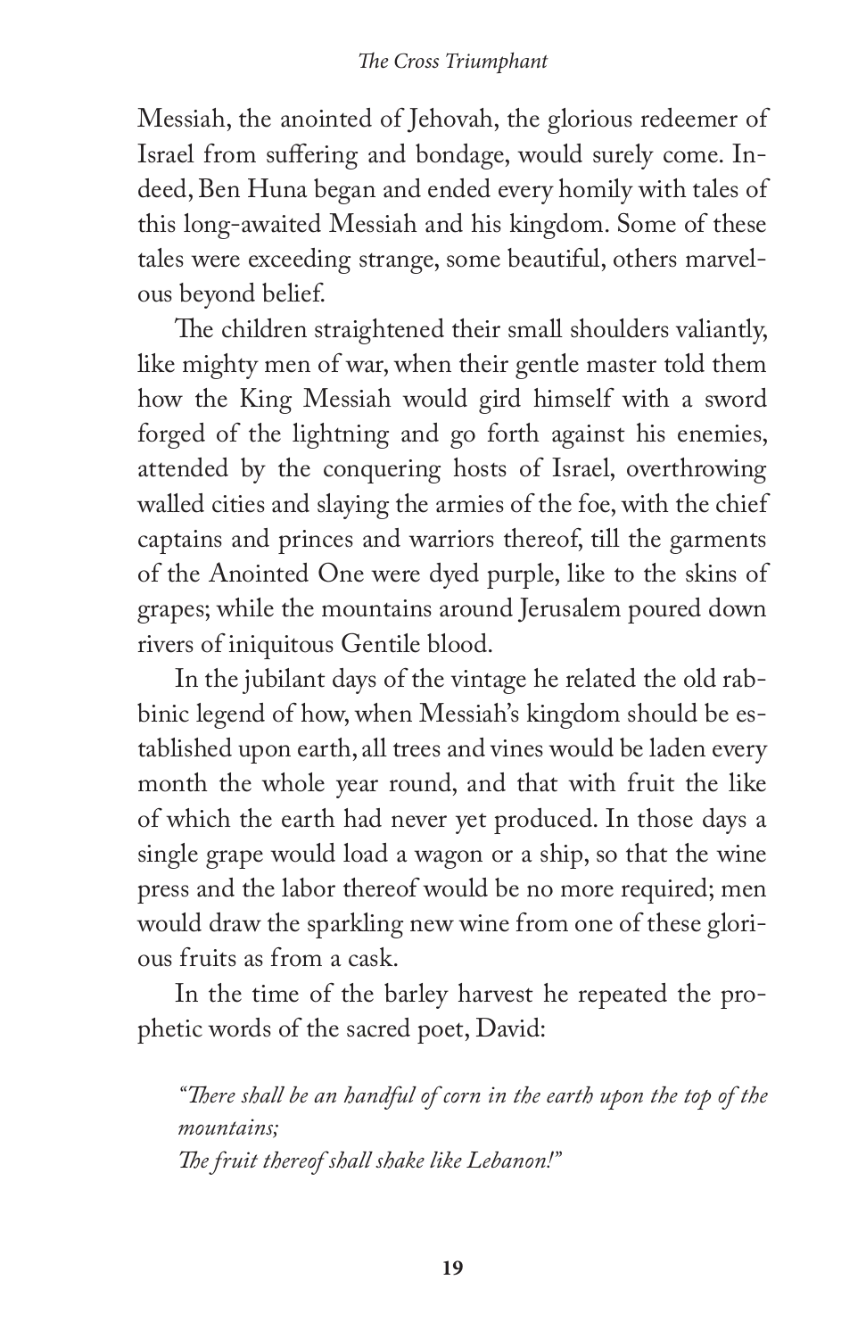Messiah, the anointed of Jehovah, the glorious redeemer of Israel from suffering and bondage, would surely come. Indeed, Ben Huna began and ended every homily with tales of this long-awaited Messiah and his kingdom. Some of these tales were exceeding strange, some beautiful, others marvelous beyond belief.

The children straightened their small shoulders valiantly, like mighty men of war, when their gentle master told them how the King Messiah would gird himself with a sword forged of the lightning and go forth against his enemies, attended by the conquering hosts of Israel, overthrowing walled cities and slaying the armies of the foe, with the chief captains and princes and warriors thereof, till the garments of the Anointed One were dyed purple, like to the skins of grapes; while the mountains around Jerusalem poured down rivers of iniquitous Gentile blood.

In the jubilant days of the vintage he related the old rabbinic legend of how, when Messiah's kingdom should be established upon earth, all trees and vines would be laden every month the whole year round, and that with fruit the like of which the earth had never yet produced. In those days a single grape would load a wagon or a ship, so that the wine press and the labor thereof would be no more required; men would draw the sparkling new wine from one of these glorious fruits as from a cask.

In the time of the barley harvest he repeated the prophetic words of the sacred poet, David:

> *"There shall be an handful of corn in the earth upon the top of the mountains;*
> *The fruit thereof shall shake like Lebanon!"*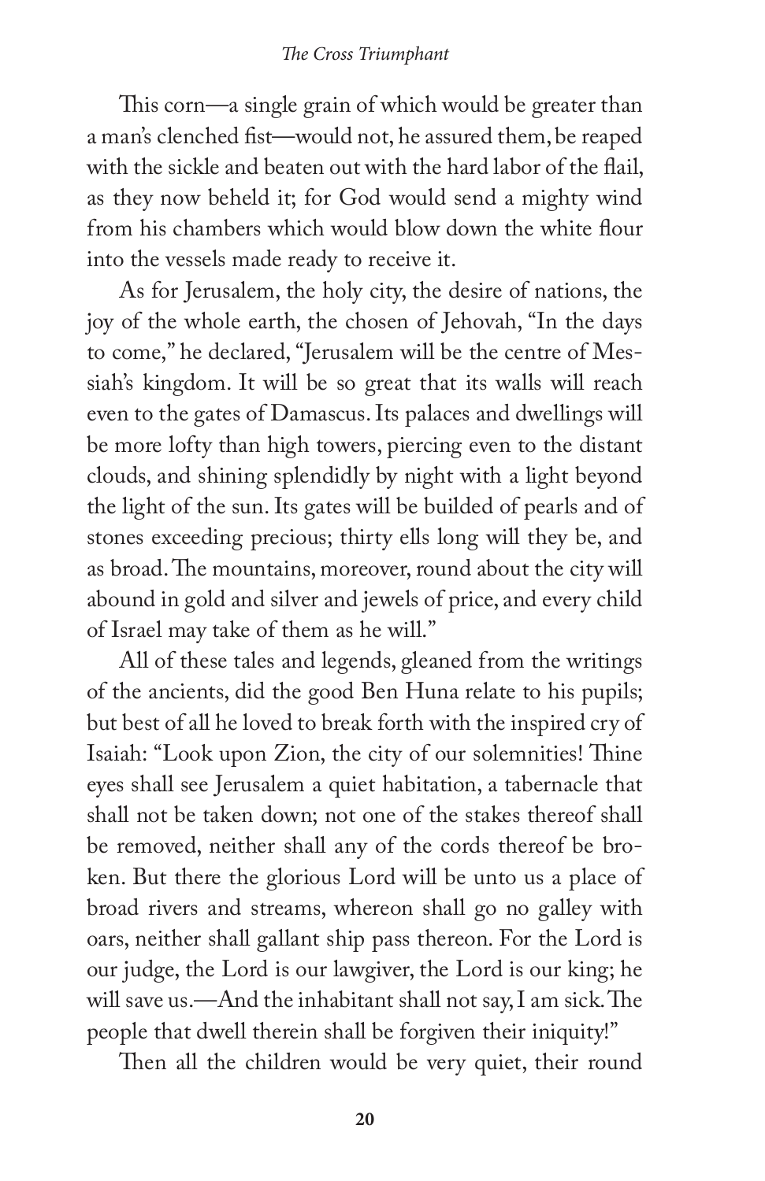This corn—a single grain of which would be greater than a man's clenched fist—would not, he assured them, be reaped with the sickle and beaten out with the hard labor of the flail, as they now beheld it; for God would send a mighty wind from his chambers which would blow down the white flour into the vessels made ready to receive it.

As for Jerusalem, the holy city, the desire of nations, the joy of the whole earth, the chosen of Jehovah, "In the days to come," he declared, "Jerusalem will be the centre of Messiah's kingdom. It will be so great that its walls will reach even to the gates of Damascus. Its palaces and dwellings will be more lofty than high towers, piercing even to the distant clouds, and shining splendidly by night with a light beyond the light of the sun. Its gates will be builded of pearls and of stones exceeding precious; thirty ells long will they be, and as broad. The mountains, moreover, round about the city will abound in gold and silver and jewels of price, and every child of Israel may take of them as he will."

All of these tales and legends, gleaned from the writings of the ancients, did the good Ben Huna relate to his pupils; but best of all he loved to break forth with the inspired cry of Isaiah: "Look upon Zion, the city of our solemnities! Thine eyes shall see Jerusalem a quiet habitation, a tabernacle that shall not be taken down; not one of the stakes thereof shall be removed, neither shall any of the cords thereof be broken. But there the glorious Lord will be unto us a place of broad rivers and streams, whereon shall go no galley with oars, neither shall gallant ship pass thereon. For the Lord is our judge, the Lord is our lawgiver, the Lord is our king; he will save us.—And the inhabitant shall not say, I am sick. The people that dwell therein shall be forgiven their iniquity!"

Then all the children would be very quiet, their round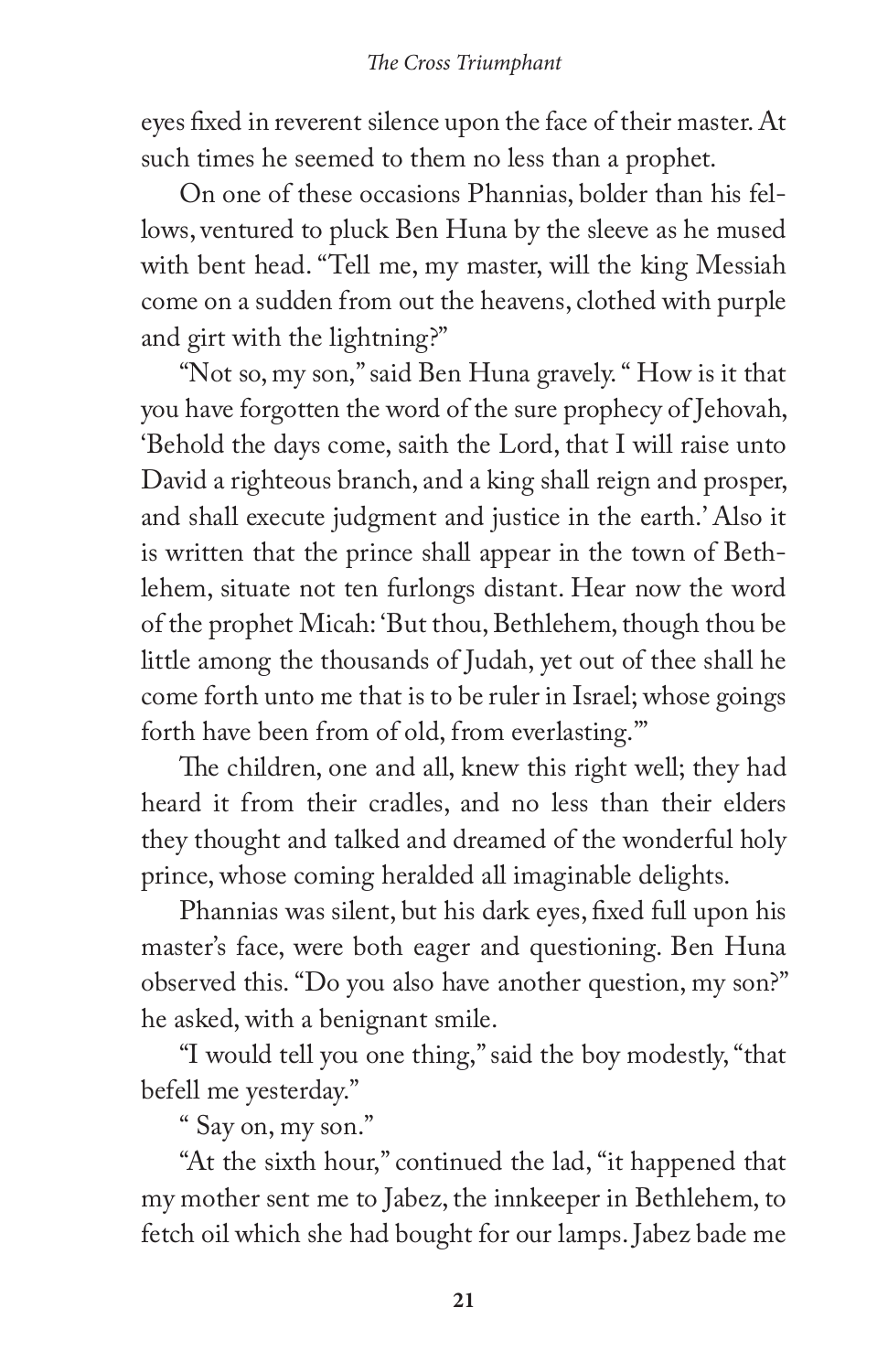eyes fixed in reverent silence upon the face of their master. At such times he seemed to them no less than a prophet.

On one of these occasions Phannias, bolder than his fellows, ventured to pluck Ben Huna by the sleeve as he mused with bent head. "Tell me, my master, will the king Messiah come on a sudden from out the heavens, clothed with purple and girt with the lightning?"

"Not so, my son," said Ben Huna gravely. "How is it that you have forgotten the word of the sure prophecy of Jehovah, 'Behold the days come, saith the Lord, that I will raise unto David a righteous branch, and a king shall reign and prosper, and shall execute judgment and justice in the earth.' Also it is written that the prince shall appear in the town of Bethlehem, situate not ten furlongs distant. Hear now the word of the prophet Micah: 'But thou, Bethlehem, though thou be little among the thousands of Judah, yet out of thee shall he come forth unto me that is to be ruler in Israel; whose goings forth have been from of old, from everlasting.'"

The children, one and all, knew this right well; they had heard it from their cradles, and no less than their elders they thought and talked and dreamed of the wonderful holy prince, whose coming heralded all imaginable delights.

Phannias was silent, but his dark eyes, fixed full upon his master's face, were both eager and questioning. Ben Huna observed this. "Do you also have another question, my son?" he asked, with a benignant smile.

"I would tell you one thing," said the boy modestly, "that befell me yesterday."

"Say on, my son."

"At the sixth hour," continued the lad, "it happened that my mother sent me to Jabez, the innkeeper in Bethlehem, to fetch oil which she had bought for our lamps. Jabez bade me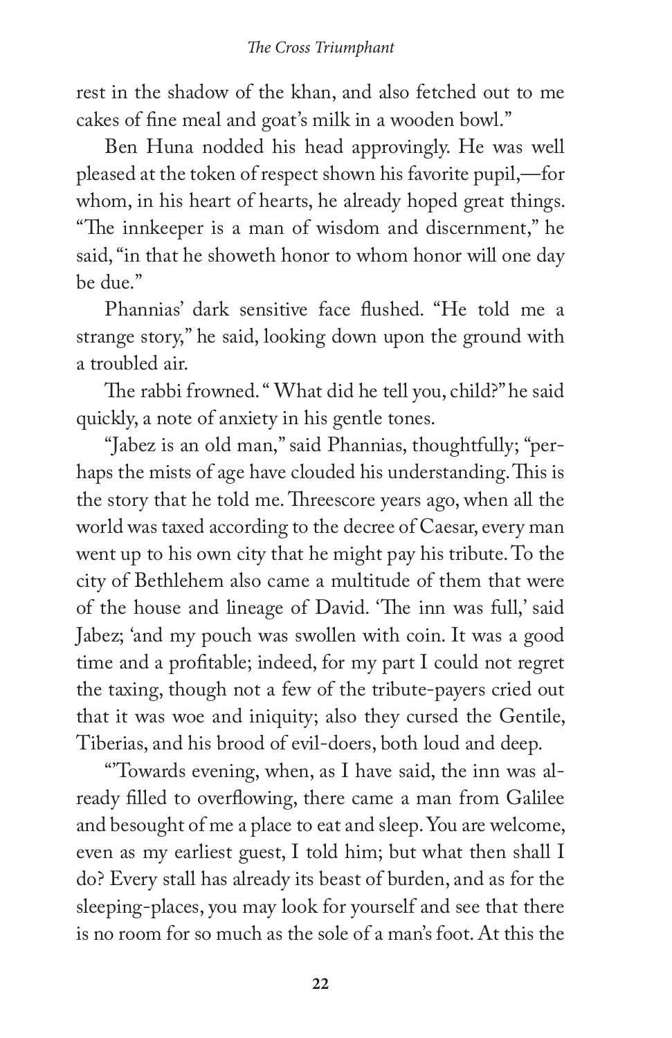rest in the shadow of the khan, and also fetched out to me cakes of fine meal and goat's milk in a wooden bowl."

Ben Huna nodded his head approvingly. He was well pleased at the token of respect shown his favorite pupil,—for whom, in his heart of hearts, he already hoped great things. "The innkeeper is a man of wisdom and discernment," he said, "in that he showeth honor to whom honor will one day be due."

Phannias' dark sensitive face flushed. "He told me a strange story," he said, looking down upon the ground with a troubled air.

The rabbi frowned. " What did he tell you, child?" he said quickly, a note of anxiety in his gentle tones.

"Jabez is an old man," said Phannias, thoughtfully; "perhaps the mists of age have clouded his understanding. This is the story that he told me. Threescore years ago, when all the world was taxed according to the decree of Caesar, every man went up to his own city that he might pay his tribute. To the city of Bethlehem also came a multitude of them that were of the house and lineage of David. 'The inn was full,' said Jabez; 'and my pouch was swollen with coin. It was a good time and a profitable; indeed, for my part I could not regret the taxing, though not a few of the tribute-payers cried out that it was woe and iniquity; also they cursed the Gentile, Tiberias, and his brood of evil-doers, both loud and deep.

"'Towards evening, when, as I have said, the inn was already filled to overflowing, there came a man from Galilee and besought of me a place to eat and sleep. You are welcome, even as my earliest guest, I told him; but what then shall I do? Every stall has already its beast of burden, and as for the sleeping-places, you may look for yourself and see that there is no room for so much as the sole of a man's foot. At this the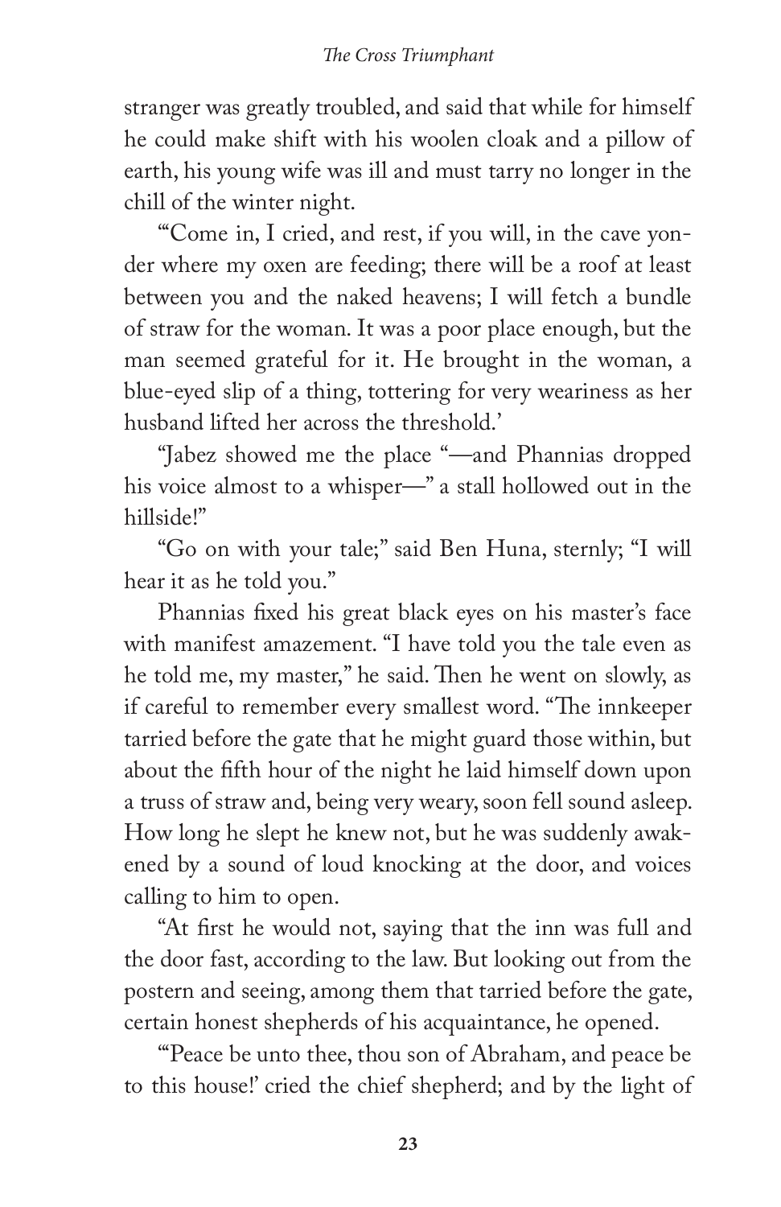stranger was greatly troubled, and said that while for himself he could make shift with his woolen cloak and a pillow of earth, his young wife was ill and must tarry no longer in the chill of the winter night.

"'Come in, I cried, and rest, if you will, in the cave yonder where my oxen are feeding; there will be a roof at least between you and the naked heavens; I will fetch a bundle of straw for the woman. It was a poor place enough, but the man seemed grateful for it. He brought in the woman, a blue-eyed slip of a thing, tottering for very weariness as her husband lifted her across the threshold.'

"Jabez showed me the place "—and Phannias dropped his voice almost to a whisper—" a stall hollowed out in the hillside!"

"Go on with your tale;" said Ben Huna, sternly; "I will hear it as he told you."

Phannias fixed his great black eyes on his master's face with manifest amazement. "I have told you the tale even as he told me, my master," he said. Then he went on slowly, as if careful to remember every smallest word. "The innkeeper tarried before the gate that he might guard those within, but about the fifth hour of the night he laid himself down upon a truss of straw and, being very weary, soon fell sound asleep. How long he slept he knew not, but he was suddenly awakened by a sound of loud knocking at the door, and voices calling to him to open.

"At first he would not, saying that the inn was full and the door fast, according to the law. But looking out from the postern and seeing, among them that tarried before the gate, certain honest shepherds of his acquaintance, he opened.

"'Peace be unto thee, thou son of Abraham, and peace be to this house!' cried the chief shepherd; and by the light of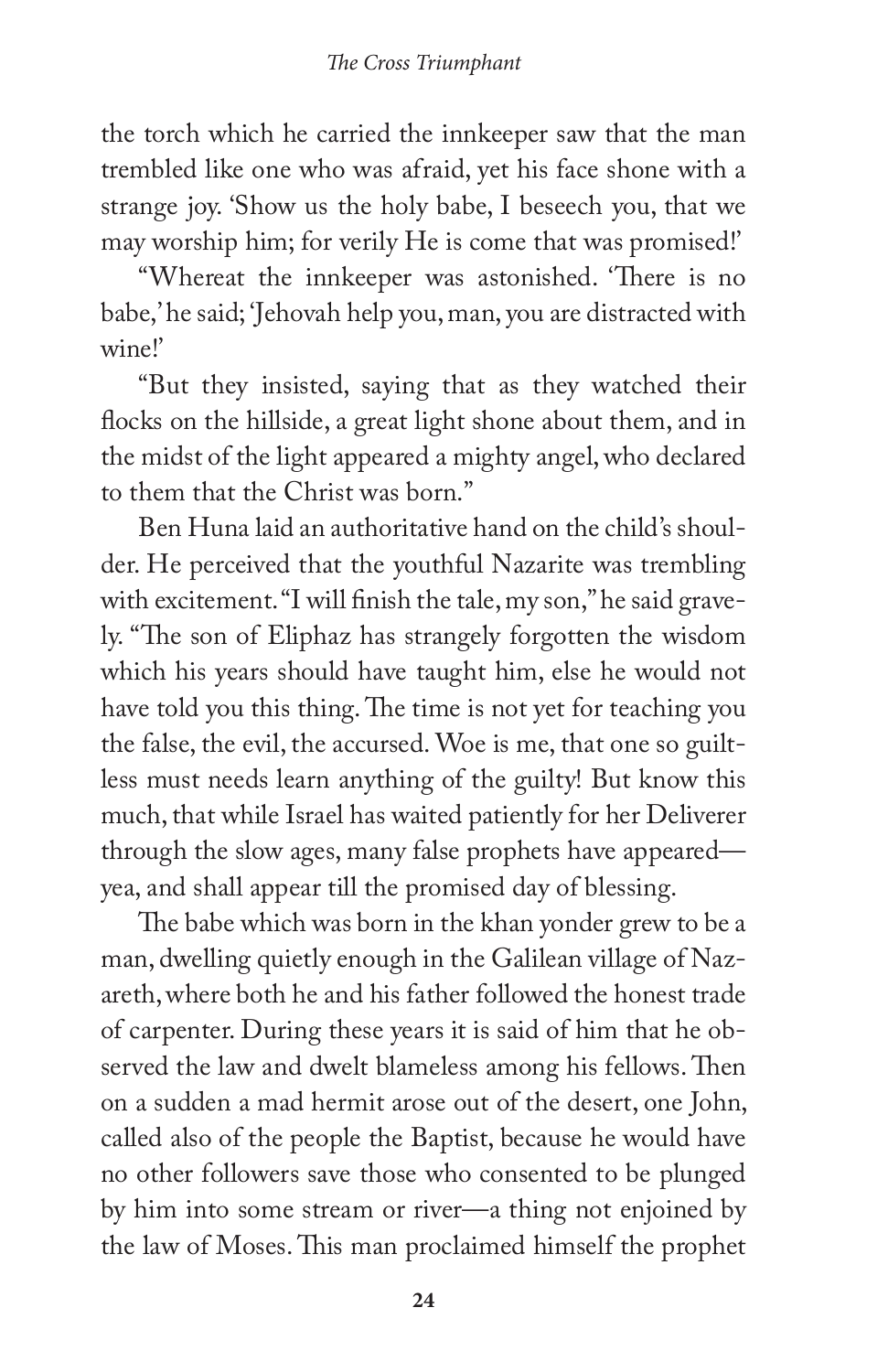the torch which he carried the innkeeper saw that the man trembled like one who was afraid, yet his face shone with a strange joy. 'Show us the holy babe, I beseech you, that we may worship him; for verily He is come that was promised!'

"Whereat the innkeeper was astonished. 'There is no babe,' he said; 'Jehovah help you, man, you are distracted with wine!'

"But they insisted, saying that as they watched their flocks on the hillside, a great light shone about them, and in the midst of the light appeared a mighty angel, who declared to them that the Christ was born."

Ben Huna laid an authoritative hand on the child's shoulder. He perceived that the youthful Nazarite was trembling with excitement. "I will finish the tale, my son," he said gravely. "The son of Eliphaz has strangely forgotten the wisdom which his years should have taught him, else he would not have told you this thing. The time is not yet for teaching you the false, the evil, the accursed. Woe is me, that one so guiltless must needs learn anything of the guilty! But know this much, that while Israel has waited patiently for her Deliverer through the slow ages, many false prophets have appeared—yea, and shall appear till the promised day of blessing.

The babe which was born in the khan yonder grew to be a man, dwelling quietly enough in the Galilean village of Nazareth, where both he and his father followed the honest trade of carpenter. During these years it is said of him that he observed the law and dwelt blameless among his fellows. Then on a sudden a mad hermit arose out of the desert, one John, called also of the people the Baptist, because he would have no other followers save those who consented to be plunged by him into some stream or river—a thing not enjoined by the law of Moses. This man proclaimed himself the prophet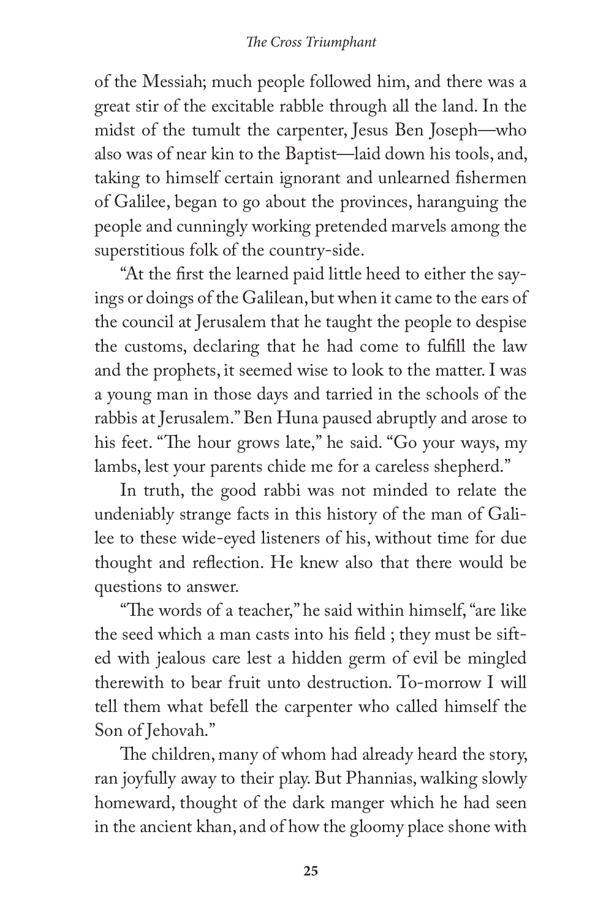of the Messiah; much people followed him, and there was a great stir of the excitable rabble through all the land. In the midst of the tumult the carpenter, Jesus Ben Joseph—who also was of near kin to the Baptist—laid down his tools, and, taking to himself certain ignorant and unlearned fishermen of Galilee, began to go about the provinces, haranguing the people and cunningly working pretended marvels among the superstitious folk of the country-side.

"At the first the learned paid little heed to either the sayings or doings of the Galilean, but when it came to the ears of the council at Jerusalem that he taught the people to despise the customs, declaring that he had come to fulfill the law and the prophets, it seemed wise to look to the matter. I was a young man in those days and tarried in the schools of the rabbis at Jerusalem." Ben Huna paused abruptly and arose to his feet. "The hour grows late," he said. "Go your ways, my lambs, lest your parents chide me for a careless shepherd."

In truth, the good rabbi was not minded to relate the undeniably strange facts in this history of the man of Galilee to these wide-eyed listeners of his, without time for due thought and reflection. He knew also that there would be questions to answer.

"The words of a teacher," he said within himself, "are like the seed which a man casts into his field ; they must be sifted with jealous care lest a hidden germ of evil be mingled therewith to bear fruit unto destruction. To-morrow I will tell them what befell the carpenter who called himself the Son of Jehovah."

The children, many of whom had already heard the story, ran joyfully away to their play. But Phannias, walking slowly homeward, thought of the dark manger which he had seen in the ancient khan, and of how the gloomy place shone with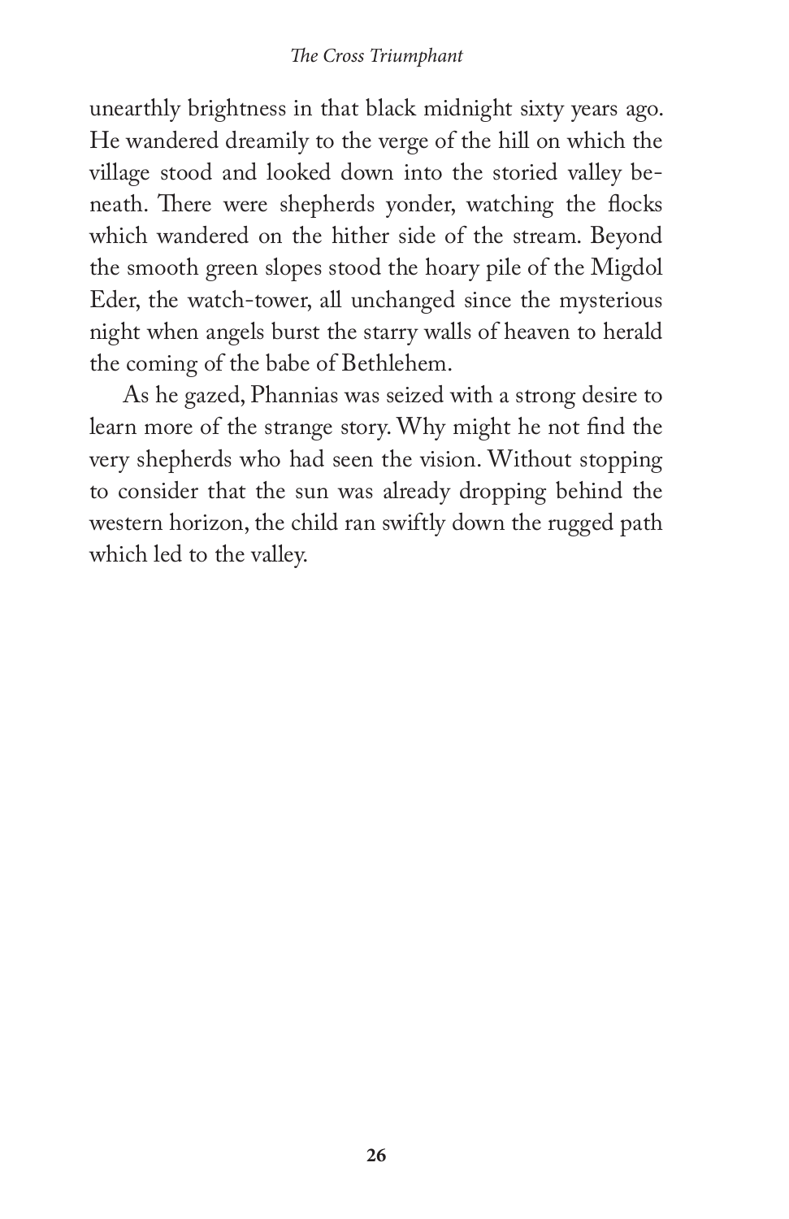unearthly brightness in that black midnight sixty years ago. He wandered dreamily to the verge of the hill on which the village stood and looked down into the storied valley beneath. There were shepherds yonder, watching the flocks which wandered on the hither side of the stream. Beyond the smooth green slopes stood the hoary pile of the Migdol Eder, the watch-tower, all unchanged since the mysterious night when angels burst the starry walls of heaven to herald the coming of the babe of Bethlehem.

As he gazed, Phannias was seized with a strong desire to learn more of the strange story. Why might he not find the very shepherds who had seen the vision. Without stopping to consider that the sun was already dropping behind the western horizon, the child ran swiftly down the rugged path which led to the valley.